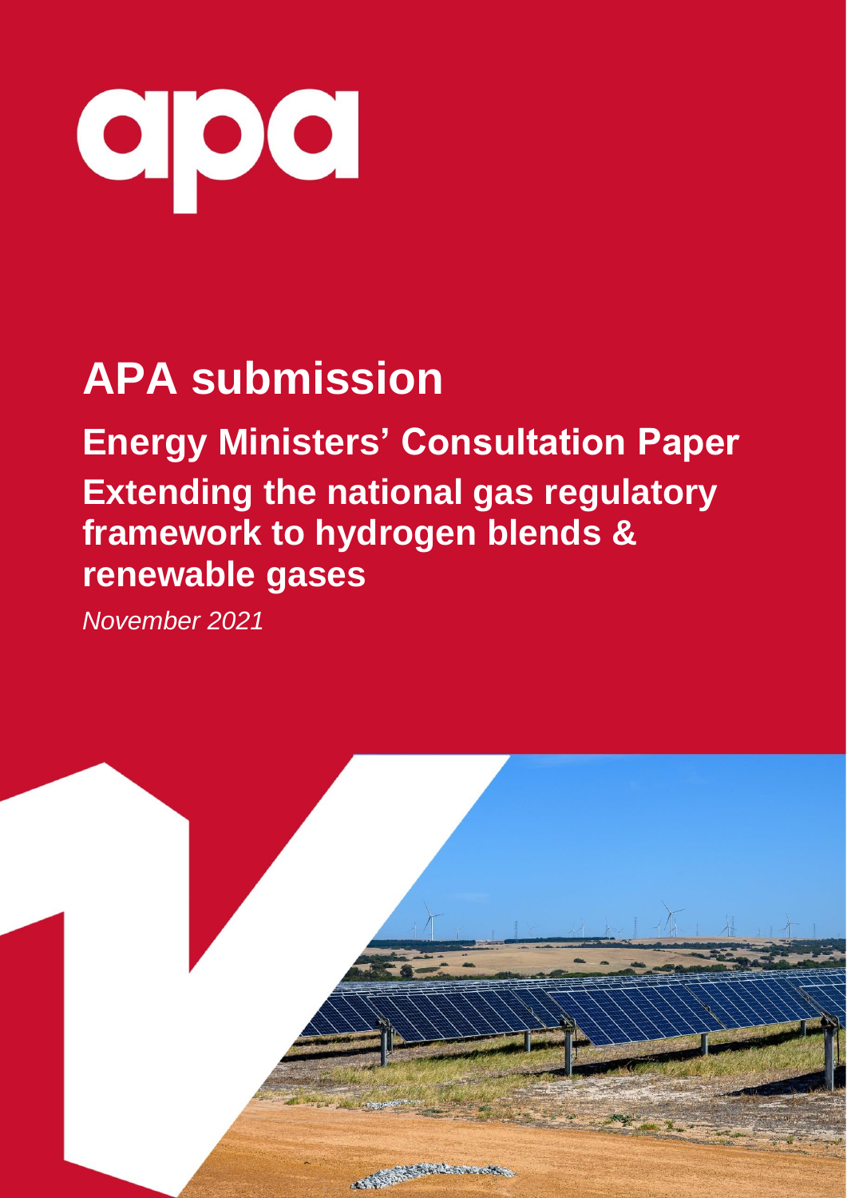apa

# APA submission

## Energy Ministers' Consultation Paper

## Extending the national gas regulatory framework to hydrogen blends & renewable gases

*November 2021*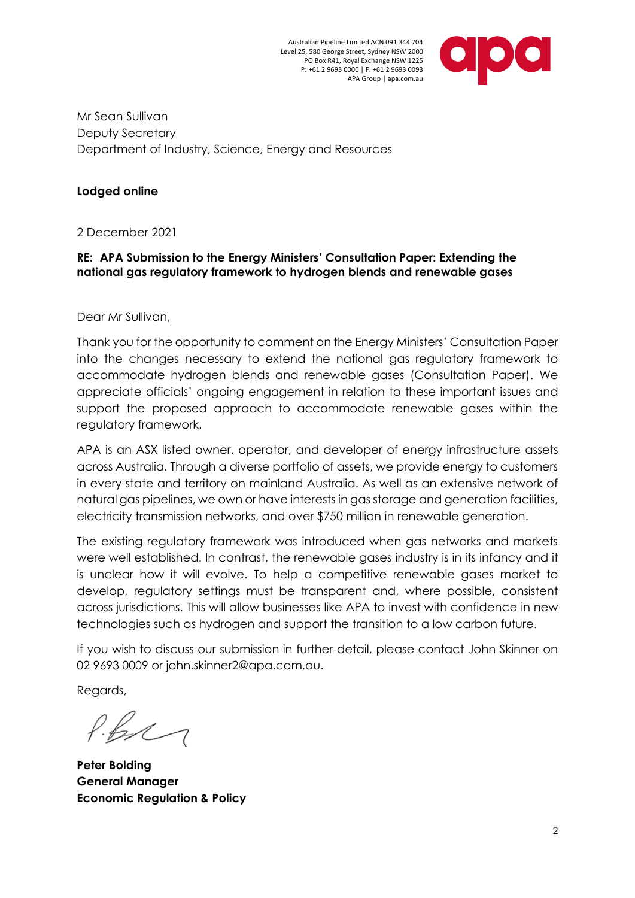Australian Pipeline Limited ACN 091 344 704
Level 25, 580 George Street, Sydney NSW 2000
PO Box R41, Royal Exchange NSW 1225
P: +61 2 9693 0000 | F: +61 2 9693 0093
APA Group | apa.com.au

Mr Sean Sullivan
Deputy Secretary
Department of Industry, Science, Energy and Resources

**Lodged online**

2 December 2021

**RE: APA Submission to the Energy Ministers' Consultation Paper: Extending the national gas regulatory framework to hydrogen blends and renewable gases**

Dear Mr Sullivan,

Thank you for the opportunity to comment on the Energy Ministers' Consultation Paper into the changes necessary to extend the national gas regulatory framework to accommodate hydrogen blends and renewable gases (Consultation Paper). We appreciate officials' ongoing engagement in relation to these important issues and support the proposed approach to accommodate renewable gases within the regulatory framework.

APA is an ASX listed owner, operator, and developer of energy infrastructure assets across Australia. Through a diverse portfolio of assets, we provide energy to customers in every state and territory on mainland Australia. As well as an extensive network of natural gas pipelines, we own or have interests in gas storage and generation facilities, electricity transmission networks, and over $750 million in renewable generation.

The existing regulatory framework was introduced when gas networks and markets were well established. In contrast, the renewable gases industry is in its infancy and it is unclear how it will evolve. To help a competitive renewable gases market to develop, regulatory settings must be transparent and, where possible, consistent across jurisdictions. This will allow businesses like APA to invest with confidence in new technologies such as hydrogen and support the transition to a low carbon future.

If you wish to discuss our submission in further detail, please contact John Skinner on 02 9693 0009 or john.skinner2@apa.com.au.

Regards,

**Peter Bolding**
**General Manager**
**Economic Regulation & Policy**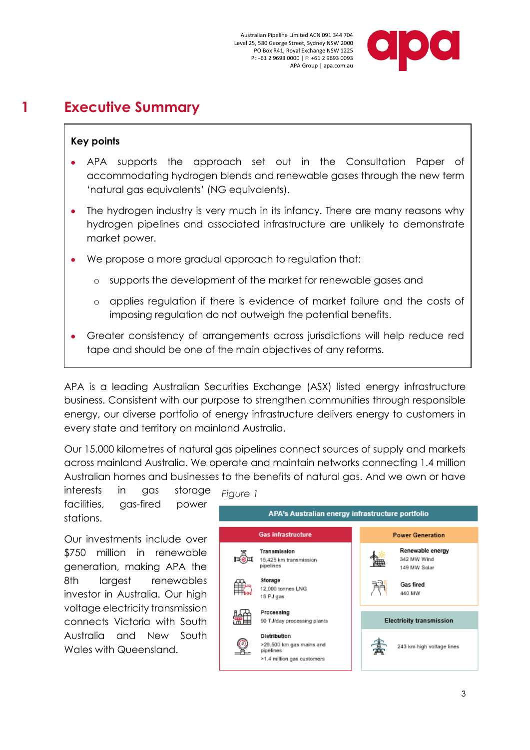# 1 Executive Summary

**Key points**

- APA supports the approach set out in the Consultation Paper of accommodating hydrogen blends and renewable gases through the new term 'natural gas equivalents' (NG equivalents).
- The hydrogen industry is very much in its infancy. There are many reasons why hydrogen pipelines and associated infrastructure are unlikely to demonstrate market power.
- We propose a more gradual approach to regulation that:
  - supports the development of the market for renewable gases and
  - applies regulation if there is evidence of market failure and the costs of imposing regulation do not outweigh the potential benefits.
- Greater consistency of arrangements across jurisdictions will help reduce red tape and should be one of the main objectives of any reforms.

APA is a leading Australian Securities Exchange (ASX) listed energy infrastructure business. Consistent with our purpose to strengthen communities through responsible energy, our diverse portfolio of energy infrastructure delivers energy to customers in every state and territory on mainland Australia.

Our 15,000 kilometres of natural gas pipelines connect sources of supply and markets across mainland Australia. We operate and maintain networks connecting 1.4 million Australian homes and businesses to the benefits of natural gas. And we own or have interests in gas storage facilities, gas-fired power stations.

Our investments include over $750 million in renewable generation, making APA the 8th largest renewables investor in Australia. Our high voltage electricity transmission connects Victoria with South Australia and New South Wales with Queensland.

*Figure 1*

**APA's Australian energy infrastructure portfolio**

**Gas infrastructure**

- **Transmission**: 15,425 km transmission pipelines
- **Storage**: 12,000 tonnes LNG; 18 PJ gas
- **Processing**: 90 TJ/day processing plants
- **Distribution**: >29,500 km gas mains and pipelines; >1.4 million gas customers

**Power Generation**

- **Renewable energy**: 342 MW Wind; 149 MW Solar
- **Gas fired**: 440 MW

**Electricity transmission**

- 243 km high voltage lines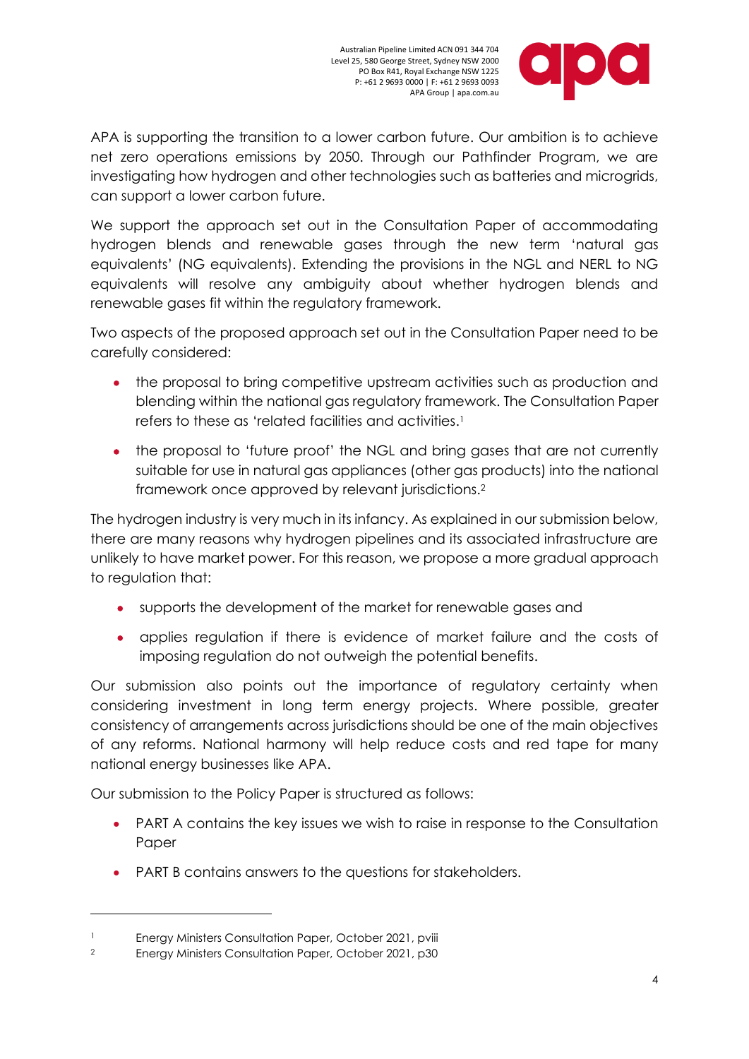APA is supporting the transition to a lower carbon future. Our ambition is to achieve net zero operations emissions by 2050. Through our Pathfinder Program, we are investigating how hydrogen and other technologies such as batteries and microgrids, can support a lower carbon future.

We support the approach set out in the Consultation Paper of accommodating hydrogen blends and renewable gases through the new term 'natural gas equivalents' (NG equivalents). Extending the provisions in the NGL and NERL to NG equivalents will resolve any ambiguity about whether hydrogen blends and renewable gases fit within the regulatory framework.

Two aspects of the proposed approach set out in the Consultation Paper need to be carefully considered:

- the proposal to bring competitive upstream activities such as production and blending within the national gas regulatory framework. The Consultation Paper refers to these as 'related facilities and activities.[1]
- the proposal to 'future proof' the NGL and bring gases that are not currently suitable for use in natural gas appliances (other gas products) into the national framework once approved by relevant jurisdictions.[2]

The hydrogen industry is very much in its infancy. As explained in our submission below, there are many reasons why hydrogen pipelines and its associated infrastructure are unlikely to have market power. For this reason, we propose a more gradual approach to regulation that:

- supports the development of the market for renewable gases and
- applies regulation if there is evidence of market failure and the costs of imposing regulation do not outweigh the potential benefits.

Our submission also points out the importance of regulatory certainty when considering investment in long term energy projects. Where possible, greater consistency of arrangements across jurisdictions should be one of the main objectives of any reforms. National harmony will help reduce costs and red tape for many national energy businesses like APA.

Our submission to the Policy Paper is structured as follows:

- PART A contains the key issues we wish to raise in response to the Consultation Paper
- PART B contains answers to the questions for stakeholders.

---

[1] Energy Ministers Consultation Paper, October 2021, pviii

[2] Energy Ministers Consultation Paper, October 2021, p30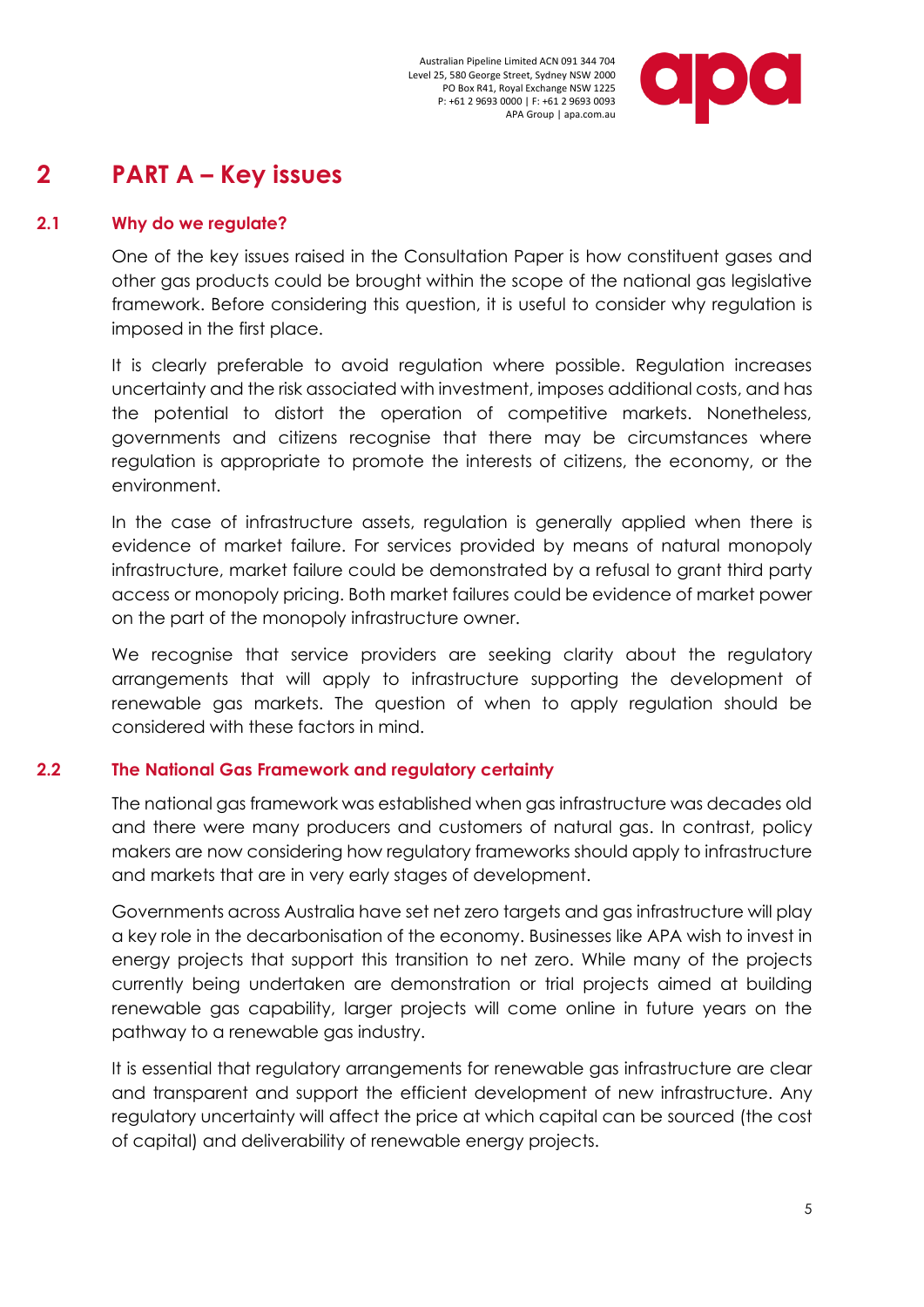# 2 PART A – Key issues

## 2.1 Why do we regulate?

One of the key issues raised in the Consultation Paper is how constituent gases and other gas products could be brought within the scope of the national gas legislative framework. Before considering this question, it is useful to consider why regulation is imposed in the first place.

It is clearly preferable to avoid regulation where possible. Regulation increases uncertainty and the risk associated with investment, imposes additional costs, and has the potential to distort the operation of competitive markets. Nonetheless, governments and citizens recognise that there may be circumstances where regulation is appropriate to promote the interests of citizens, the economy, or the environment.

In the case of infrastructure assets, regulation is generally applied when there is evidence of market failure. For services provided by means of natural monopoly infrastructure, market failure could be demonstrated by a refusal to grant third party access or monopoly pricing. Both market failures could be evidence of market power on the part of the monopoly infrastructure owner.

We recognise that service providers are seeking clarity about the regulatory arrangements that will apply to infrastructure supporting the development of renewable gas markets. The question of when to apply regulation should be considered with these factors in mind.

## 2.2 The National Gas Framework and regulatory certainty

The national gas framework was established when gas infrastructure was decades old and there were many producers and customers of natural gas. In contrast, policy makers are now considering how regulatory frameworks should apply to infrastructure and markets that are in very early stages of development.

Governments across Australia have set net zero targets and gas infrastructure will play a key role in the decarbonisation of the economy. Businesses like APA wish to invest in energy projects that support this transition to net zero. While many of the projects currently being undertaken are demonstration or trial projects aimed at building renewable gas capability, larger projects will come online in future years on the pathway to a renewable gas industry.

It is essential that regulatory arrangements for renewable gas infrastructure are clear and transparent and support the efficient development of new infrastructure. Any regulatory uncertainty will affect the price at which capital can be sourced (the cost of capital) and deliverability of renewable energy projects.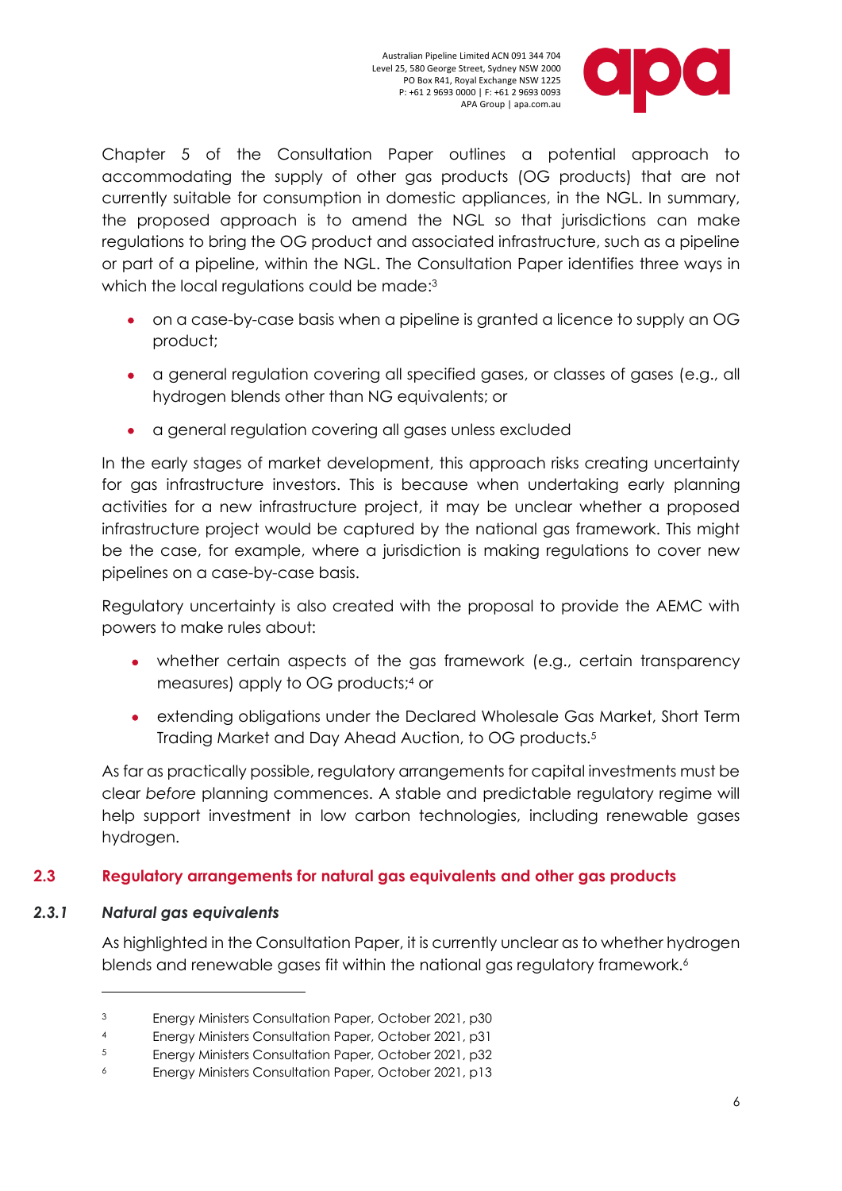Chapter 5 of the Consultation Paper outlines a potential approach to accommodating the supply of other gas products (OG products) that are not currently suitable for consumption in domestic appliances, in the NGL. In summary, the proposed approach is to amend the NGL so that jurisdictions can make regulations to bring the OG product and associated infrastructure, such as a pipeline or part of a pipeline, within the NGL. The Consultation Paper identifies three ways in which the local regulations could be made:[3]

- on a case-by-case basis when a pipeline is granted a licence to supply an OG product;
- a general regulation covering all specified gases, or classes of gases (e.g., all hydrogen blends other than NG equivalents; or
- a general regulation covering all gases unless excluded

In the early stages of market development, this approach risks creating uncertainty for gas infrastructure investors. This is because when undertaking early planning activities for a new infrastructure project, it may be unclear whether a proposed infrastructure project would be captured by the national gas framework. This might be the case, for example, where a jurisdiction is making regulations to cover new pipelines on a case-by-case basis.

Regulatory uncertainty is also created with the proposal to provide the AEMC with powers to make rules about:

- whether certain aspects of the gas framework (e.g., certain transparency measures) apply to OG products;[4] or
- extending obligations under the Declared Wholesale Gas Market, Short Term Trading Market and Day Ahead Auction, to OG products.[5]

As far as practically possible, regulatory arrangements for capital investments must be clear *before* planning commences. A stable and predictable regulatory regime will help support investment in low carbon technologies, including renewable gases hydrogen.

## 2.3 Regulatory arrangements for natural gas equivalents and other gas products

### *2.3.1 Natural gas equivalents*

As highlighted in the Consultation Paper, it is currently unclear as to whether hydrogen blends and renewable gases fit within the national gas regulatory framework.[6]

---

[3] Energy Ministers Consultation Paper, October 2021, p30

[4] Energy Ministers Consultation Paper, October 2021, p31

[5] Energy Ministers Consultation Paper, October 2021, p32

[6] Energy Ministers Consultation Paper, October 2021, p13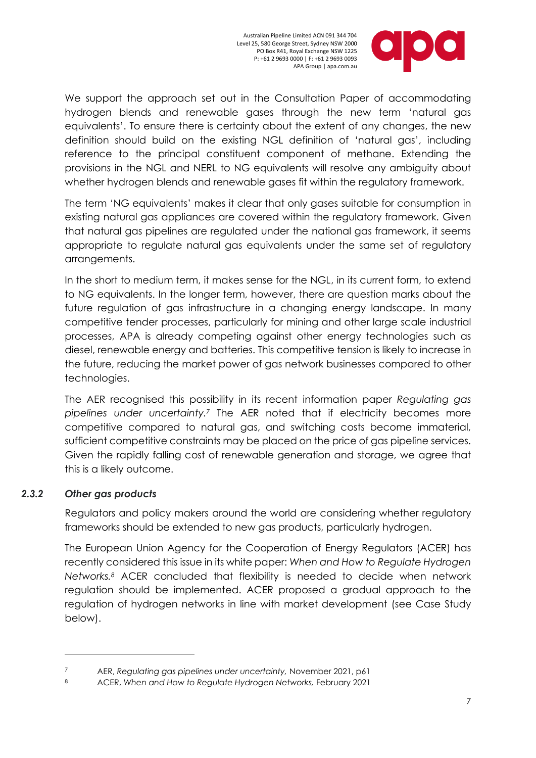We support the approach set out in the Consultation Paper of accommodating hydrogen blends and renewable gases through the new term 'natural gas equivalents'. To ensure there is certainty about the extent of any changes, the new definition should build on the existing NGL definition of 'natural gas', including reference to the principal constituent component of methane. Extending the provisions in the NGL and NERL to NG equivalents will resolve any ambiguity about whether hydrogen blends and renewable gases fit within the regulatory framework.

The term 'NG equivalents' makes it clear that only gases suitable for consumption in existing natural gas appliances are covered within the regulatory framework. Given that natural gas pipelines are regulated under the national gas framework, it seems appropriate to regulate natural gas equivalents under the same set of regulatory arrangements.

In the short to medium term, it makes sense for the NGL, in its current form, to extend to NG equivalents. In the longer term, however, there are question marks about the future regulation of gas infrastructure in a changing energy landscape. In many competitive tender processes, particularly for mining and other large scale industrial processes, APA is already competing against other energy technologies such as diesel, renewable energy and batteries. This competitive tension is likely to increase in the future, reducing the market power of gas network businesses compared to other technologies.

The AER recognised this possibility in its recent information paper *Regulating gas pipelines under uncertainty.*[7] The AER noted that if electricity becomes more competitive compared to natural gas, and switching costs become immaterial, sufficient competitive constraints may be placed on the price of gas pipeline services. Given the rapidly falling cost of renewable generation and storage, we agree that this is a likely outcome.

### *2.3.2 Other gas products*

Regulators and policy makers around the world are considering whether regulatory frameworks should be extended to new gas products, particularly hydrogen.

The European Union Agency for the Cooperation of Energy Regulators (ACER) has recently considered this issue in its white paper: *When and How to Regulate Hydrogen Networks.*[8] ACER concluded that flexibility is needed to decide when network regulation should be implemented. ACER proposed a gradual approach to the regulation of hydrogen networks in line with market development (see Case Study below).

---

[7] AER, *Regulating gas pipelines under uncertainty,* November 2021, p61

[8] ACER, *When and How to Regulate Hydrogen Networks,* February 2021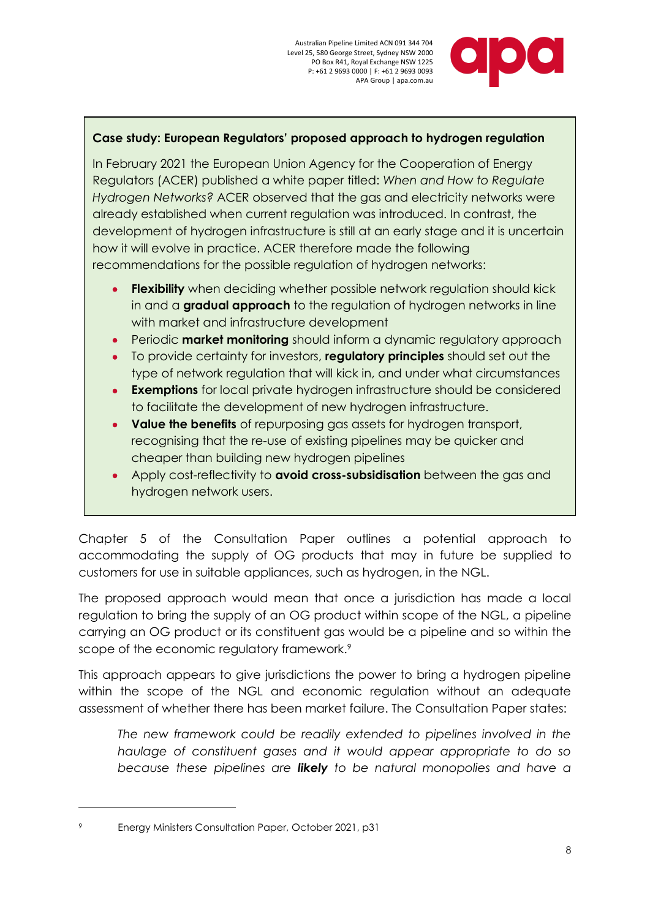**Case study: European Regulators' proposed approach to hydrogen regulation**

In February 2021 the European Union Agency for the Cooperation of Energy Regulators (ACER) published a white paper titled: *When and How to Regulate Hydrogen Networks?* ACER observed that the gas and electricity networks were already established when current regulation was introduced. In contrast, the development of hydrogen infrastructure is still at an early stage and it is uncertain how it will evolve in practice. ACER therefore made the following recommendations for the possible regulation of hydrogen networks:

- **Flexibility** when deciding whether possible network regulation should kick in and a **gradual approach** to the regulation of hydrogen networks in line with market and infrastructure development
- Periodic **market monitoring** should inform a dynamic regulatory approach
- To provide certainty for investors, **regulatory principles** should set out the type of network regulation that will kick in, and under what circumstances
- **Exemptions** for local private hydrogen infrastructure should be considered to facilitate the development of new hydrogen infrastructure.
- **Value the benefits** of repurposing gas assets for hydrogen transport, recognising that the re-use of existing pipelines may be quicker and cheaper than building new hydrogen pipelines
- Apply cost-reflectivity to **avoid cross-subsidisation** between the gas and hydrogen network users.

Chapter 5 of the Consultation Paper outlines a potential approach to accommodating the supply of OG products that may in future be supplied to customers for use in suitable appliances, such as hydrogen, in the NGL.

The proposed approach would mean that once a jurisdiction has made a local regulation to bring the supply of an OG product within scope of the NGL, a pipeline carrying an OG product or its constituent gas would be a pipeline and so within the scope of the economic regulatory framework.[9]

This approach appears to give jurisdictions the power to bring a hydrogen pipeline within the scope of the NGL and economic regulation without an adequate assessment of whether there has been market failure. The Consultation Paper states:

> *The new framework could be readily extended to pipelines involved in the haulage of constituent gases and it would appear appropriate to do so because these pipelines are* ***likely*** *to be natural monopolies and have a*

[9] Energy Ministers Consultation Paper, October 2021, p31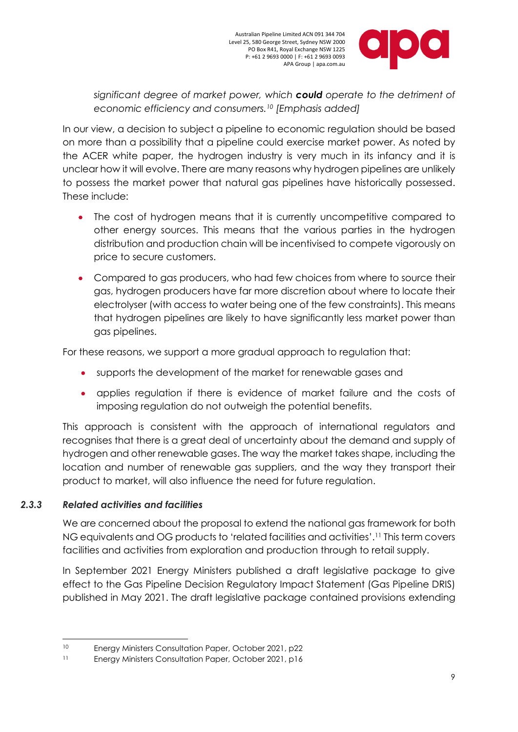*significant degree of market power, which **could** operate to the detriment of economic efficiency and consumers.[10] [Emphasis added]*

In our view, a decision to subject a pipeline to economic regulation should be based on more than a possibility that a pipeline could exercise market power. As noted by the ACER white paper, the hydrogen industry is very much in its infancy and it is unclear how it will evolve. There are many reasons why hydrogen pipelines are unlikely to possess the market power that natural gas pipelines have historically possessed. These include:

- The cost of hydrogen means that it is currently uncompetitive compared to other energy sources. This means that the various parties in the hydrogen distribution and production chain will be incentivised to compete vigorously on price to secure customers.
- Compared to gas producers, who had few choices from where to source their gas, hydrogen producers have far more discretion about where to locate their electrolyser (with access to water being one of the few constraints). This means that hydrogen pipelines are likely to have significantly less market power than gas pipelines.

For these reasons, we support a more gradual approach to regulation that:

- supports the development of the market for renewable gases and
- applies regulation if there is evidence of market failure and the costs of imposing regulation do not outweigh the potential benefits.

This approach is consistent with the approach of international regulators and recognises that there is a great deal of uncertainty about the demand and supply of hydrogen and other renewable gases. The way the market takes shape, including the location and number of renewable gas suppliers, and the way they transport their product to market, will also influence the need for future regulation.

### *2.3.3 Related activities and facilities*

We are concerned about the proposal to extend the national gas framework for both NG equivalents and OG products to 'related facilities and activities'.[11] This term covers facilities and activities from exploration and production through to retail supply.

In September 2021 Energy Ministers published a draft legislative package to give effect to the Gas Pipeline Decision Regulatory Impact Statement (Gas Pipeline DRIS) published in May 2021. The draft legislative package contained provisions extending

---

[10] Energy Ministers Consultation Paper, October 2021, p22

[11] Energy Ministers Consultation Paper, October 2021, p16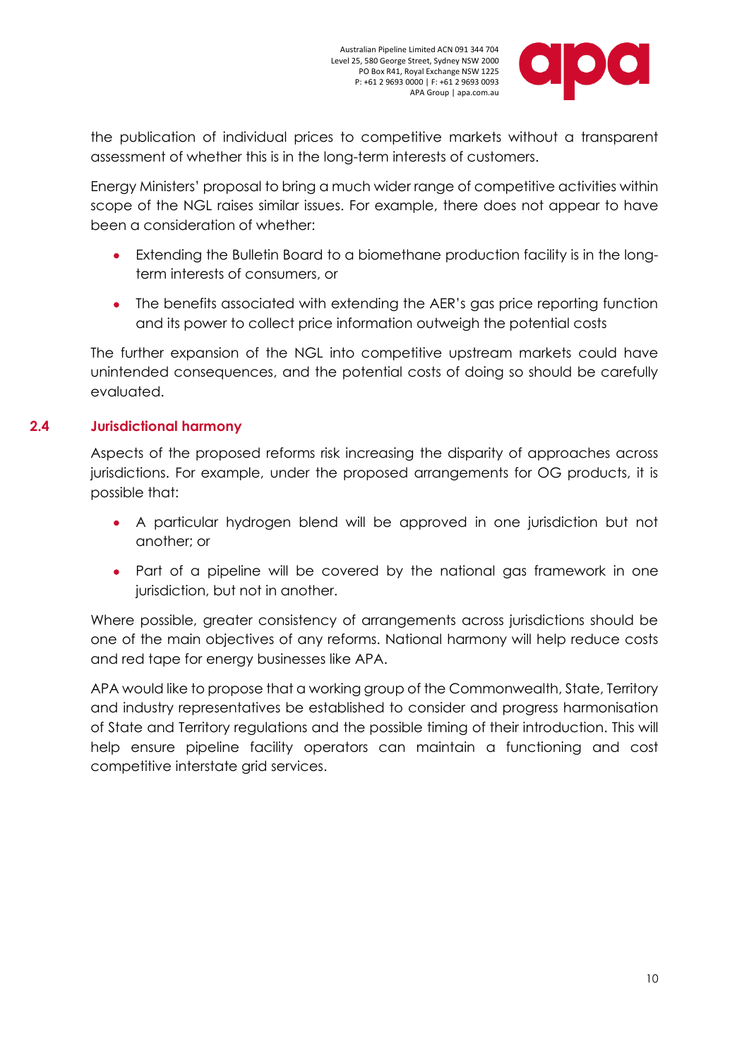the publication of individual prices to competitive markets without a transparent assessment of whether this is in the long-term interests of customers.

Energy Ministers' proposal to bring a much wider range of competitive activities within scope of the NGL raises similar issues. For example, there does not appear to have been a consideration of whether:

- Extending the Bulletin Board to a biomethane production facility is in the long-term interests of consumers, or
- The benefits associated with extending the AER's gas price reporting function and its power to collect price information outweigh the potential costs

The further expansion of the NGL into competitive upstream markets could have unintended consequences, and the potential costs of doing so should be carefully evaluated.

## 2.4 Jurisdictional harmony

Aspects of the proposed reforms risk increasing the disparity of approaches across jurisdictions. For example, under the proposed arrangements for OG products, it is possible that:

- A particular hydrogen blend will be approved in one jurisdiction but not another; or
- Part of a pipeline will be covered by the national gas framework in one jurisdiction, but not in another.

Where possible, greater consistency of arrangements across jurisdictions should be one of the main objectives of any reforms. National harmony will help reduce costs and red tape for energy businesses like APA.

APA would like to propose that a working group of the Commonwealth, State, Territory and industry representatives be established to consider and progress harmonisation of State and Territory regulations and the possible timing of their introduction. This will help ensure pipeline facility operators can maintain a functioning and cost competitive interstate grid services.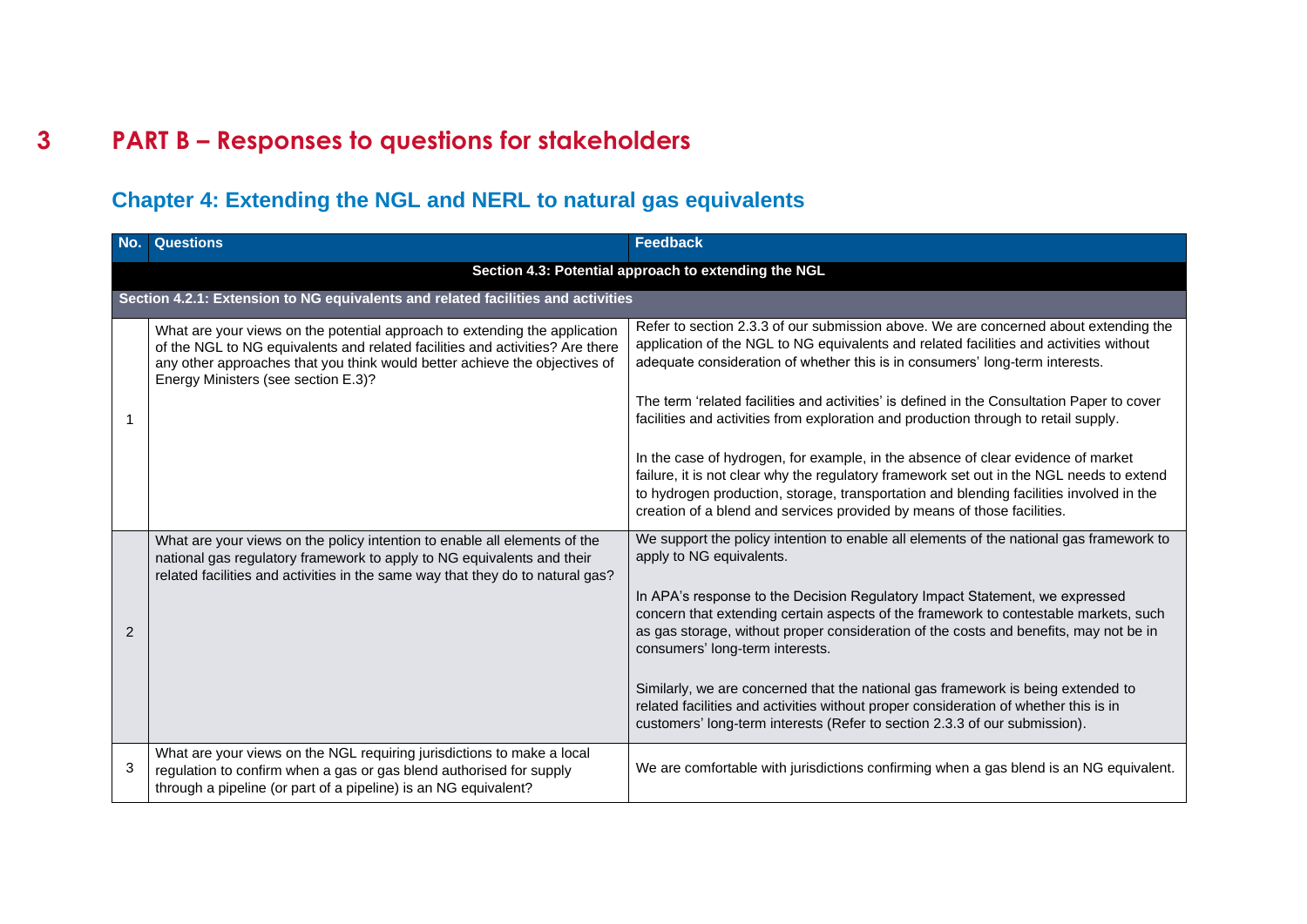# 3 PART B – Responses to questions for stakeholders

## Chapter 4: Extending the NGL and NERL to natural gas equivalents

| No. | Questions | Feedback |
|---|---|---|
| **Section 4.3: Potential approach to extending the NGL** | | |
| **Section 4.2.1: Extension to NG equivalents and related facilities and activities** | | |
| 1 | What are your views on the potential approach to extending the application of the NGL to NG equivalents and related facilities and activities? Are there any other approaches that you think would better achieve the objectives of Energy Ministers (see section E.3)? | Refer to section 2.3.3 of our submission above. We are concerned about extending the application of the NGL to NG equivalents and related facilities and activities without adequate consideration of whether this is in consumers' long-term interests.<br><br>The term 'related facilities and activities' is defined in the Consultation Paper to cover facilities and activities from exploration and production through to retail supply.<br><br>In the case of hydrogen, for example, in the absence of clear evidence of market failure, it is not clear why the regulatory framework set out in the NGL needs to extend to hydrogen production, storage, transportation and blending facilities involved in the creation of a blend and services provided by means of those facilities. |
| 2 | What are your views on the policy intention to enable all elements of the national gas regulatory framework to apply to NG equivalents and their related facilities and activities in the same way that they do to natural gas? | We support the policy intention to enable all elements of the national gas framework to apply to NG equivalents.<br><br>In APA's response to the Decision Regulatory Impact Statement, we expressed concern that extending certain aspects of the framework to contestable markets, such as gas storage, without proper consideration of the costs and benefits, may not be in consumers' long-term interests.<br><br>Similarly, we are concerned that the national gas framework is being extended to related facilities and activities without proper consideration of whether this is in customers' long-term interests (Refer to section 2.3.3 of our submission). |
| 3 | What are your views on the NGL requiring jurisdictions to make a local regulation to confirm when a gas or gas blend authorised for supply through a pipeline (or part of a pipeline) is an NG equivalent? | We are comfortable with jurisdictions confirming when a gas blend is an NG equivalent. |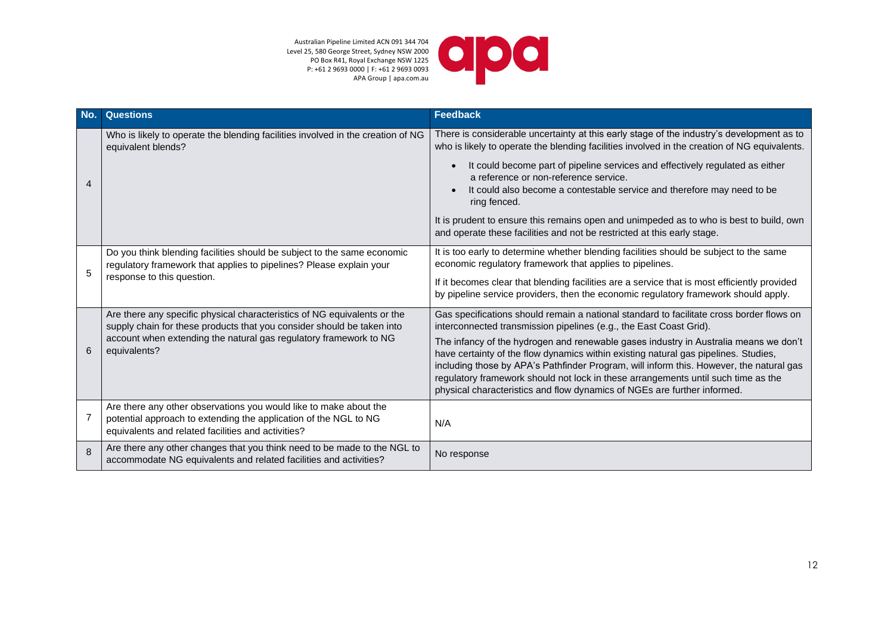| No. | Questions | Feedback |
|---|---|---|
| 4 | Who is likely to operate the blending facilities involved in the creation of NG equivalent blends? | There is considerable uncertainty at this early stage of the industry's development as to who is likely to operate the blending facilities involved in the creation of NG equivalents.<br>• It could become part of pipeline services and effectively regulated as either a reference or non-reference service.<br>• It could also become a contestable service and therefore may need to be ring fenced.<br>It is prudent to ensure this remains open and unimpeded as to who is best to build, own and operate these facilities and not be restricted at this early stage. |
| 5 | Do you think blending facilities should be subject to the same economic regulatory framework that applies to pipelines? Please explain your response to this question. | It is too early to determine whether blending facilities should be subject to the same economic regulatory framework that applies to pipelines.<br>If it becomes clear that blending facilities are a service that is most efficiently provided by pipeline service providers, then the economic regulatory framework should apply. |
| 6 | Are there any specific physical characteristics of NG equivalents or the supply chain for these products that you consider should be taken into account when extending the natural gas regulatory framework to NG equivalents? | Gas specifications should remain a national standard to facilitate cross border flows on interconnected transmission pipelines (e.g., the East Coast Grid).<br>The infancy of the hydrogen and renewable gases industry in Australia means we don't have certainty of the flow dynamics within existing natural gas pipelines. Studies, including those by APA's Pathfinder Program, will inform this. However, the natural gas regulatory framework should not lock in these arrangements until such time as the physical characteristics and flow dynamics of NGEs are further informed. |
| 7 | Are there any other observations you would like to make about the potential approach to extending the application of the NGL to NG equivalents and related facilities and activities? | N/A |
| 8 | Are there any other changes that you think need to be made to the NGL to accommodate NG equivalents and related facilities and activities? | No response |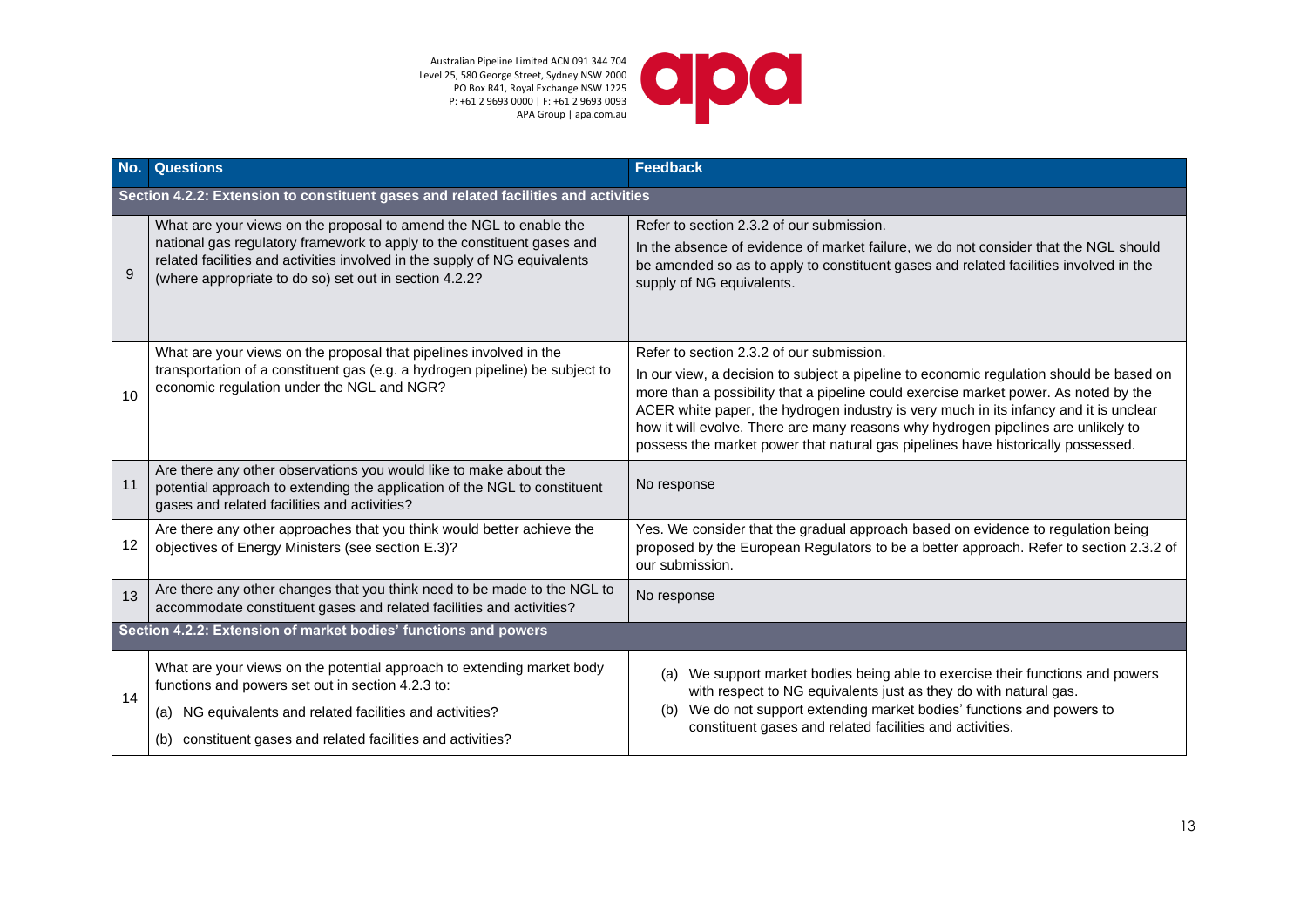| No. | Questions | Feedback |
|---|---|---|
| **Section 4.2.2: Extension to constituent gases and related facilities and activities** | | |
| 9 | What are your views on the proposal to amend the NGL to enable the national gas regulatory framework to apply to the constituent gases and related facilities and activities involved in the supply of NG equivalents (where appropriate to do so) set out in section 4.2.2? | Refer to section 2.3.2 of our submission.<br>In the absence of evidence of market failure, we do not consider that the NGL should be amended so as to apply to constituent gases and related facilities involved in the supply of NG equivalents. |
| 10 | What are your views on the proposal that pipelines involved in the transportation of a constituent gas (e.g. a hydrogen pipeline) be subject to economic regulation under the NGL and NGR? | Refer to section 2.3.2 of our submission.<br>In our view, a decision to subject a pipeline to economic regulation should be based on more than a possibility that a pipeline could exercise market power. As noted by the ACER white paper, the hydrogen industry is very much in its infancy and it is unclear how it will evolve. There are many reasons why hydrogen pipelines are unlikely to possess the market power that natural gas pipelines have historically possessed. |
| 11 | Are there any other observations you would like to make about the potential approach to extending the application of the NGL to constituent gases and related facilities and activities? | No response |
| 12 | Are there any other approaches that you think would better achieve the objectives of Energy Ministers (see section E.3)? | Yes. We consider that the gradual approach based on evidence to regulation being proposed by the European Regulators to be a better approach. Refer to section 2.3.2 of our submission. |
| 13 | Are there any other changes that you think need to be made to the NGL to accommodate constituent gases and related facilities and activities? | No response |
| **Section 4.2.2: Extension of market bodies' functions and powers** | | |
| 14 | What are your views on the potential approach to extending market body functions and powers set out in section 4.2.3 to:<br>(a) NG equivalents and related facilities and activities?<br>(b) constituent gases and related facilities and activities? | (a) We support market bodies being able to exercise their functions and powers with respect to NG equivalents just as they do with natural gas.<br>(b) We do not support extending market bodies' functions and powers to constituent gases and related facilities and activities. |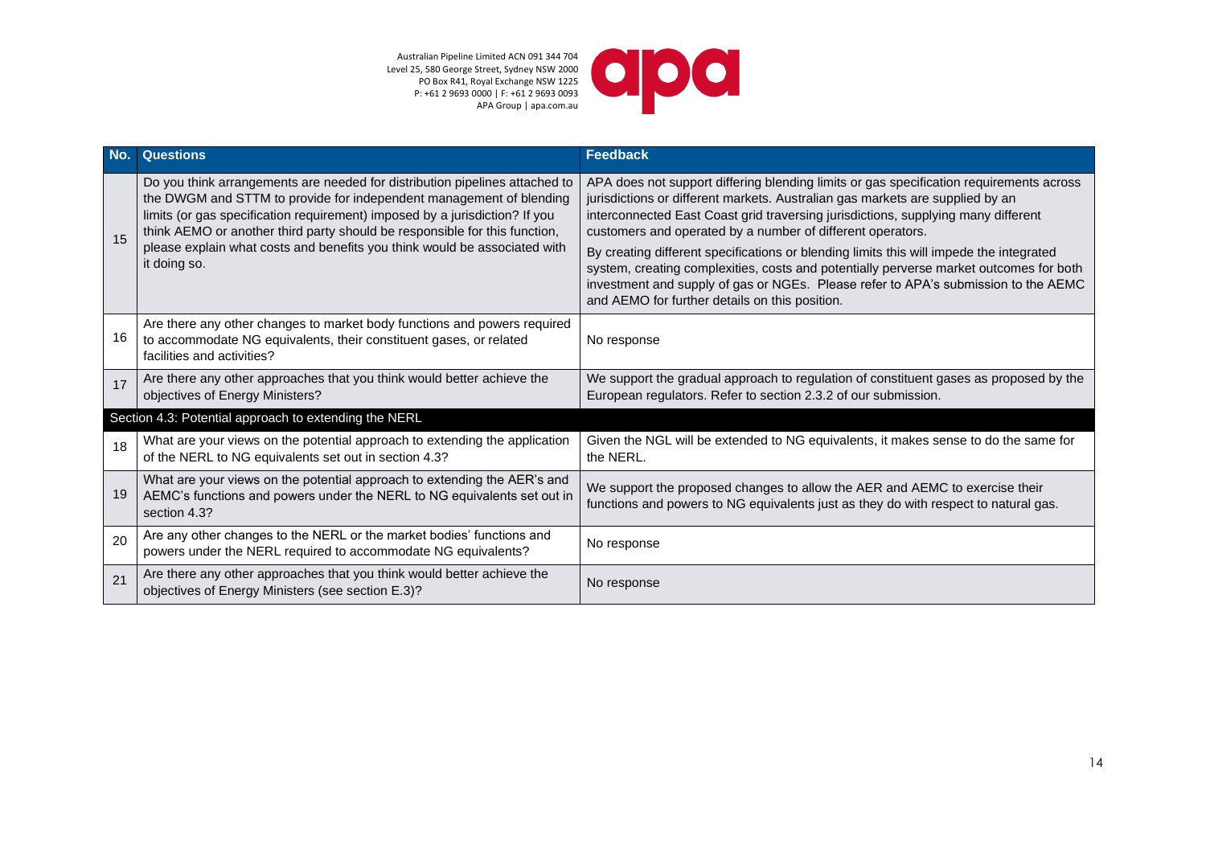| No. | Questions | Feedback |
| --- | --- | --- |
| 15 | Do you think arrangements are needed for distribution pipelines attached to the DWGM and STTM to provide for independent management of blending limits (or gas specification requirement) imposed by a jurisdiction? If you think AEMO or another third party should be responsible for this function, please explain what costs and benefits you think would be associated with it doing so. | APA does not support differing blending limits or gas specification requirements across jurisdictions or different markets. Australian gas markets are supplied by an interconnected East Coast grid traversing jurisdictions, supplying many different customers and operated by a number of different operators.<br><br>By creating different specifications or blending limits this will impede the integrated system, creating complexities, costs and potentially perverse market outcomes for both investment and supply of gas or NGEs. Please refer to APA's submission to the AEMC and AEMO for further details on this position. |
| 16 | Are there any other changes to market body functions and powers required to accommodate NG equivalents, their constituent gases, or related facilities and activities? | No response |
| 17 | Are there any other approaches that you think would better achieve the objectives of Energy Ministers? | We support the gradual approach to regulation of constituent gases as proposed by the European regulators. Refer to section 2.3.2 of our submission. |
| **Section 4.3: Potential approach to extending the NERL** | | |
| 18 | What are your views on the potential approach to extending the application of the NERL to NG equivalents set out in section 4.3? | Given the NGL will be extended to NG equivalents, it makes sense to do the same for the NERL. |
| 19 | What are your views on the potential approach to extending the AER's and AEMC's functions and powers under the NERL to NG equivalents set out in section 4.3? | We support the proposed changes to allow the AER and AEMC to exercise their functions and powers to NG equivalents just as they do with respect to natural gas. |
| 20 | Are any other changes to the NERL or the market bodies' functions and powers under the NERL required to accommodate NG equivalents? | No response |
| 21 | Are there any other approaches that you think would better achieve the objectives of Energy Ministers (see section E.3)? | No response |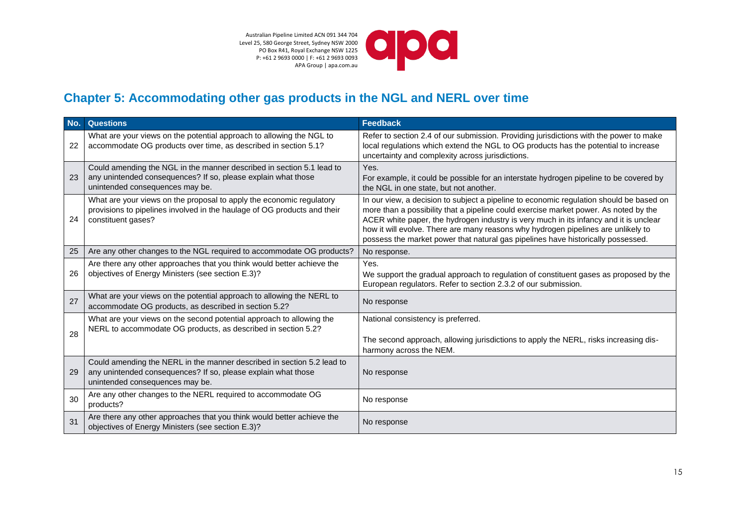## Chapter 5: Accommodating other gas products in the NGL and NERL over time

| No. | Questions | Feedback |
|---|---|---|
| 22 | What are your views on the potential approach to allowing the NGL to accommodate OG products over time, as described in section 5.1? | Refer to section 2.4 of our submission. Providing jurisdictions with the power to make local regulations which extend the NGL to OG products has the potential to increase uncertainty and complexity across jurisdictions. |
| 23 | Could amending the NGL in the manner described in section 5.1 lead to any unintended consequences? If so, please explain what those unintended consequences may be. | Yes.<br>For example, it could be possible for an interstate hydrogen pipeline to be covered by the NGL in one state, but not another. |
| 24 | What are your views on the proposal to apply the economic regulatory provisions to pipelines involved in the haulage of OG products and their constituent gases? | In our view, a decision to subject a pipeline to economic regulation should be based on more than a possibility that a pipeline could exercise market power. As noted by the ACER white paper, the hydrogen industry is very much in its infancy and it is unclear how it will evolve. There are many reasons why hydrogen pipelines are unlikely to possess the market power that natural gas pipelines have historically possessed. |
| 25 | Are any other changes to the NGL required to accommodate OG products? | No response. |
| 26 | Are there any other approaches that you think would better achieve the objectives of Energy Ministers (see section E.3)? | Yes.<br>We support the gradual approach to regulation of constituent gases as proposed by the European regulators. Refer to section 2.3.2 of our submission. |
| 27 | What are your views on the potential approach to allowing the NERL to accommodate OG products, as described in section 5.2? | No response |
| 28 | What are your views on the second potential approach to allowing the NERL to accommodate OG products, as described in section 5.2? | National consistency is preferred.<br><br>The second approach, allowing jurisdictions to apply the NERL, risks increasing dis-harmony across the NEM. |
| 29 | Could amending the NERL in the manner described in section 5.2 lead to any unintended consequences? If so, please explain what those unintended consequences may be. | No response |
| 30 | Are any other changes to the NERL required to accommodate OG products? | No response |
| 31 | Are there any other approaches that you think would better achieve the objectives of Energy Ministers (see section E.3)? | No response |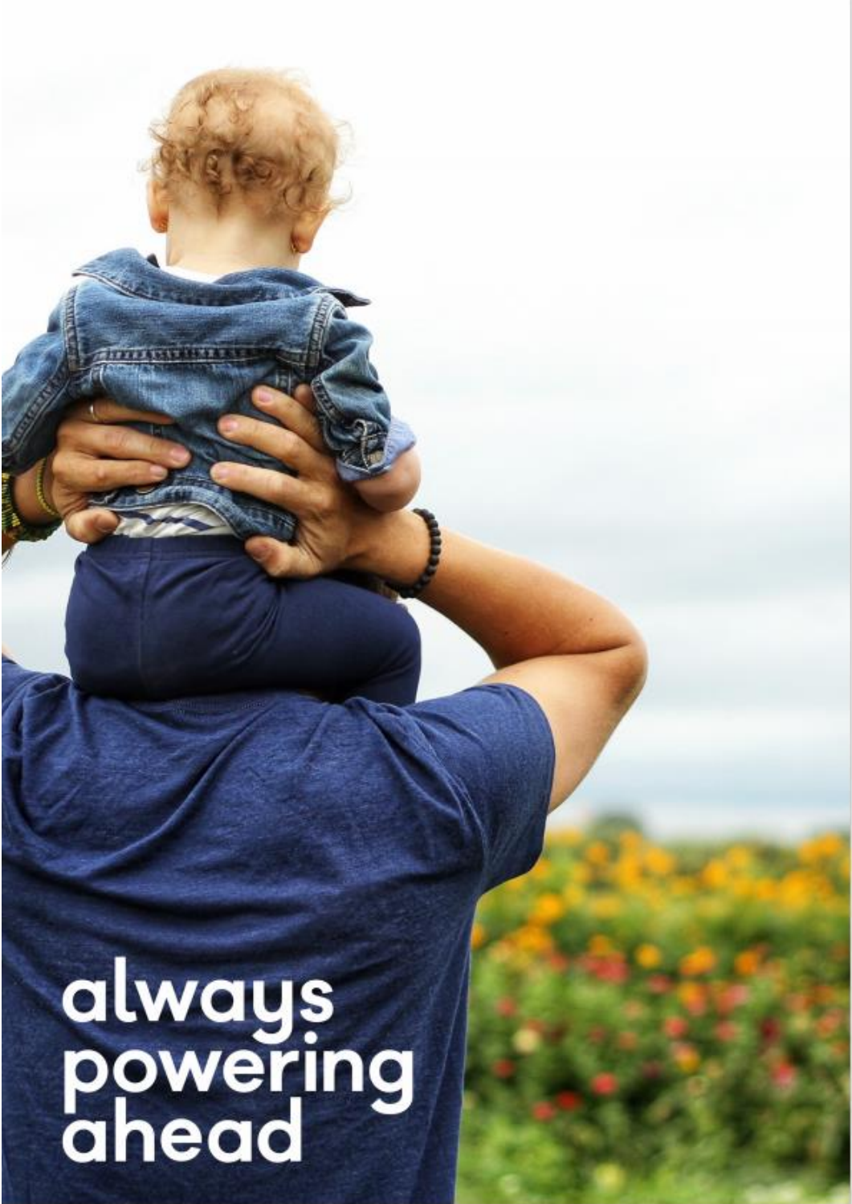always
powering
ahead